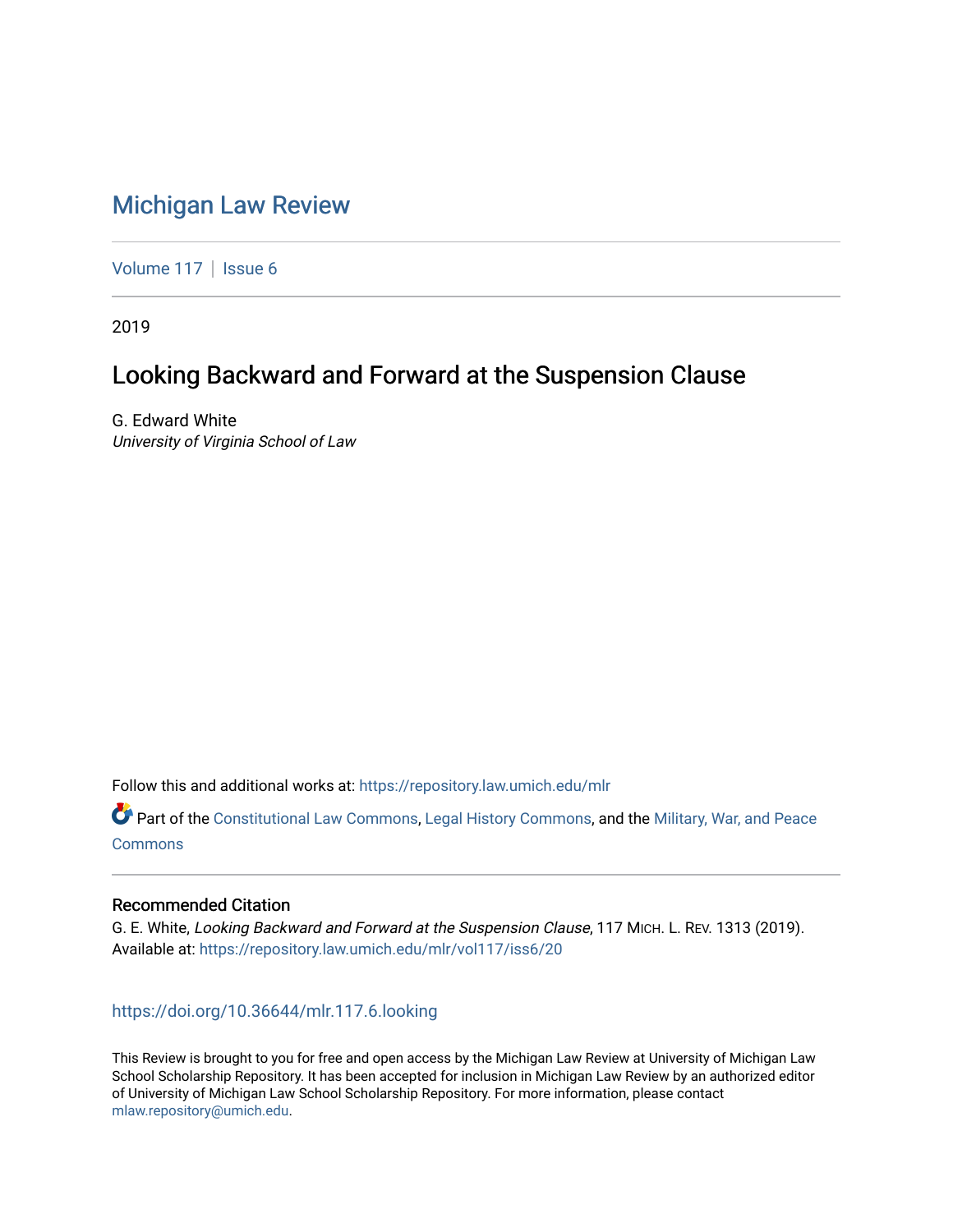# Michigan Law Review

Volume 117 | Issue 6

2019

## Looking Backward and Forward at the Suspension Clause

G. Edward White
*University of Virginia School of Law*

Follow this and additional works at: https://repository.law.umich.edu/mlr

Part of the Constitutional Law Commons, Legal History Commons, and the Military, War, and Peace Commons

### Recommended Citation

G. E. White, *Looking Backward and Forward at the Suspension Clause*, 117 MICH. L. REV. 1313 (2019).
Available at: https://repository.law.umich.edu/mlr/vol117/iss6/20

https://doi.org/10.36644/mlr.117.6.looking

This Review is brought to you for free and open access by the Michigan Law Review at University of Michigan Law School Scholarship Repository. It has been accepted for inclusion in Michigan Law Review by an authorized editor of University of Michigan Law School Scholarship Repository. For more information, please contact mlaw.repository@umich.edu.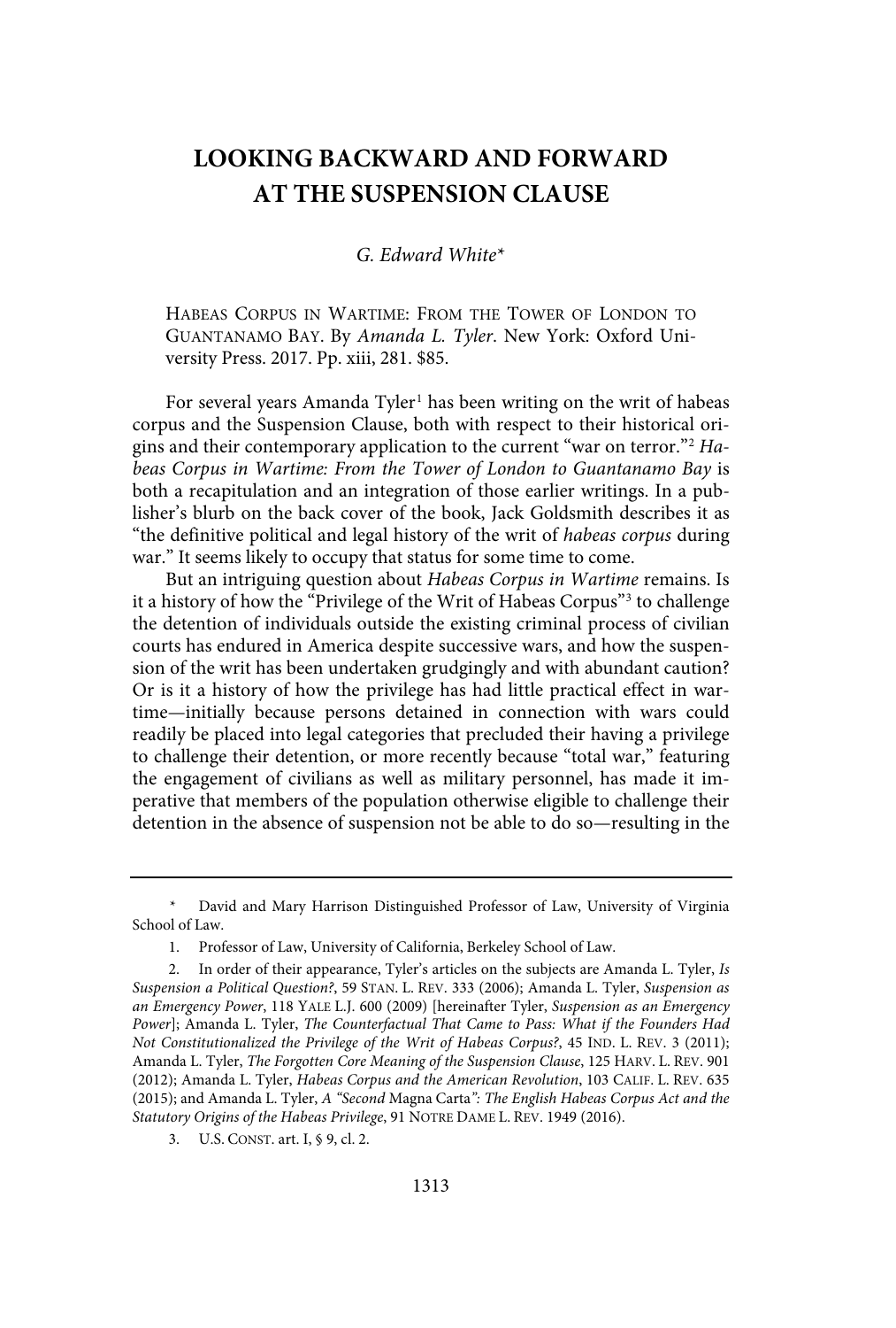# LOOKING BACKWARD AND FORWARD AT THE SUSPENSION CLAUSE

*G. Edward White\**

HABEAS CORPUS IN WARTIME: FROM THE TOWER OF LONDON TO GUANTANAMO BAY. By *Amanda L. Tyler*. New York: Oxford University Press. 2017. Pp. xiii, 281. $85.

For several years Amanda Tyler[1] has been writing on the writ of habeas corpus and the Suspension Clause, both with respect to their historical origins and their contemporary application to the current "war on terror."[2] *Habeas Corpus in Wartime: From the Tower of London to Guantanamo Bay* is both a recapitulation and an integration of those earlier writings. In a publisher's blurb on the back cover of the book, Jack Goldsmith describes it as "the definitive political and legal history of the writ of *habeas corpus* during war." It seems likely to occupy that status for some time to come.

But an intriguing question about *Habeas Corpus in Wartime* remains. Is it a history of how the "Privilege of the Writ of Habeas Corpus"[3] to challenge the detention of individuals outside the existing criminal process of civilian courts has endured in America despite successive wars, and how the suspension of the writ has been undertaken grudgingly and with abundant caution? Or is it a history of how the privilege has had little practical effect in wartime—initially because persons detained in connection with wars could readily be placed into legal categories that precluded their having a privilege to challenge their detention, or more recently because "total war," featuring the engagement of civilians as well as military personnel, has made it imperative that members of the population otherwise eligible to challenge their detention in the absence of suspension not be able to do so—resulting in the

---

\* David and Mary Harrison Distinguished Professor of Law, University of Virginia School of Law.

1. Professor of Law, University of California, Berkeley School of Law.

2. In order of their appearance, Tyler's articles on the subjects are Amanda L. Tyler, *Is Suspension a Political Question?*, 59 STAN. L. REV. 333 (2006); Amanda L. Tyler, *Suspension as an Emergency Power*, 118 YALE L.J. 600 (2009) [hereinafter Tyler, *Suspension as an Emergency Power*]; Amanda L. Tyler, *The Counterfactual That Came to Pass: What if the Founders Had Not Constitutionalized the Privilege of the Writ of Habeas Corpus?*, 45 IND. L. REV. 3 (2011); Amanda L. Tyler, *The Forgotten Core Meaning of the Suspension Clause*, 125 HARV. L. REV. 901 (2012); Amanda L. Tyler, *Habeas Corpus and the American Revolution*, 103 CALIF. L. REV. 635 (2015); and Amanda L. Tyler, *A "Second* Magna Carta*": The English Habeas Corpus Act and the Statutory Origins of the Habeas Privilege*, 91 NOTRE DAME L. REV. 1949 (2016).

3. U.S. CONST. art. I, § 9, cl. 2.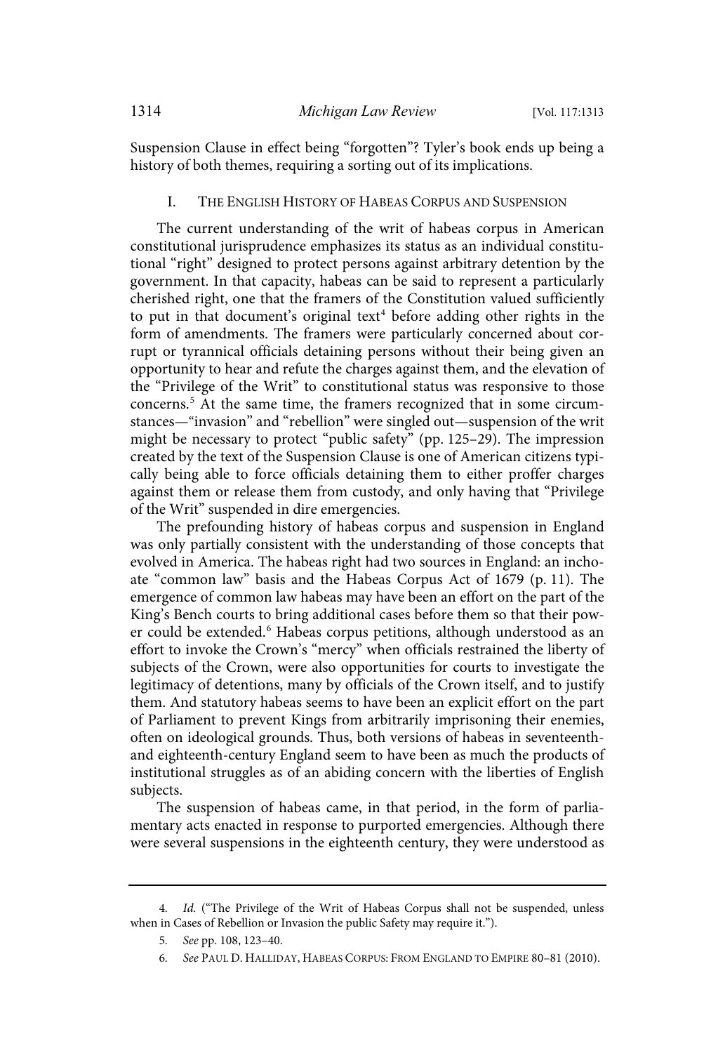Suspension Clause in effect being "forgotten"? Tyler's book ends up being a history of both themes, requiring a sorting out of its implications.

## I. The English History of Habeas Corpus and Suspension

The current understanding of the writ of habeas corpus in American constitutional jurisprudence emphasizes its status as an individual constitutional "right" designed to protect persons against arbitrary detention by the government. In that capacity, habeas can be said to represent a particularly cherished right, one that the framers of the Constitution valued sufficiently to put in that document's original text[4] before adding other rights in the form of amendments. The framers were particularly concerned about corrupt or tyrannical officials detaining persons without their being given an opportunity to hear and refute the charges against them, and the elevation of the "Privilege of the Writ" to constitutional status was responsive to those concerns.[5] At the same time, the framers recognized that in some circumstances—"invasion" and "rebellion" were singled out—suspension of the writ might be necessary to protect "public safety" (pp. 125–29). The impression created by the text of the Suspension Clause is one of American citizens typically being able to force officials detaining them to either proffer charges against them or release them from custody, and only having that "Privilege of the Writ" suspended in dire emergencies.

The prefounding history of habeas corpus and suspension in England was only partially consistent with the understanding of those concepts that evolved in America. The habeas right had two sources in England: an inchoate "common law" basis and the Habeas Corpus Act of 1679 (p. 11). The emergence of common law habeas may have been an effort on the part of the King's Bench courts to bring additional cases before them so that their power could be extended.[6] Habeas corpus petitions, although understood as an effort to invoke the Crown's "mercy" when officials restrained the liberty of subjects of the Crown, were also opportunities for courts to investigate the legitimacy of detentions, many by officials of the Crown itself, and to justify them. And statutory habeas seems to have been an explicit effort on the part of Parliament to prevent Kings from arbitrarily imprisoning their enemies, often on ideological grounds. Thus, both versions of habeas in seventeenth- and eighteenth-century England seem to have been as much the products of institutional struggles as of an abiding concern with the liberties of English subjects.

The suspension of habeas came, in that period, in the form of parliamentary acts enacted in response to purported emergencies. Although there were several suspensions in the eighteenth century, they were understood as

---

4. *Id.* ("The Privilege of the Writ of Habeas Corpus shall not be suspended, unless when in Cases of Rebellion or Invasion the public Safety may require it.").

5. *See* pp. 108, 123–40.

6. *See* Paul D. Halliday, Habeas Corpus: From England to Empire 80–81 (2010).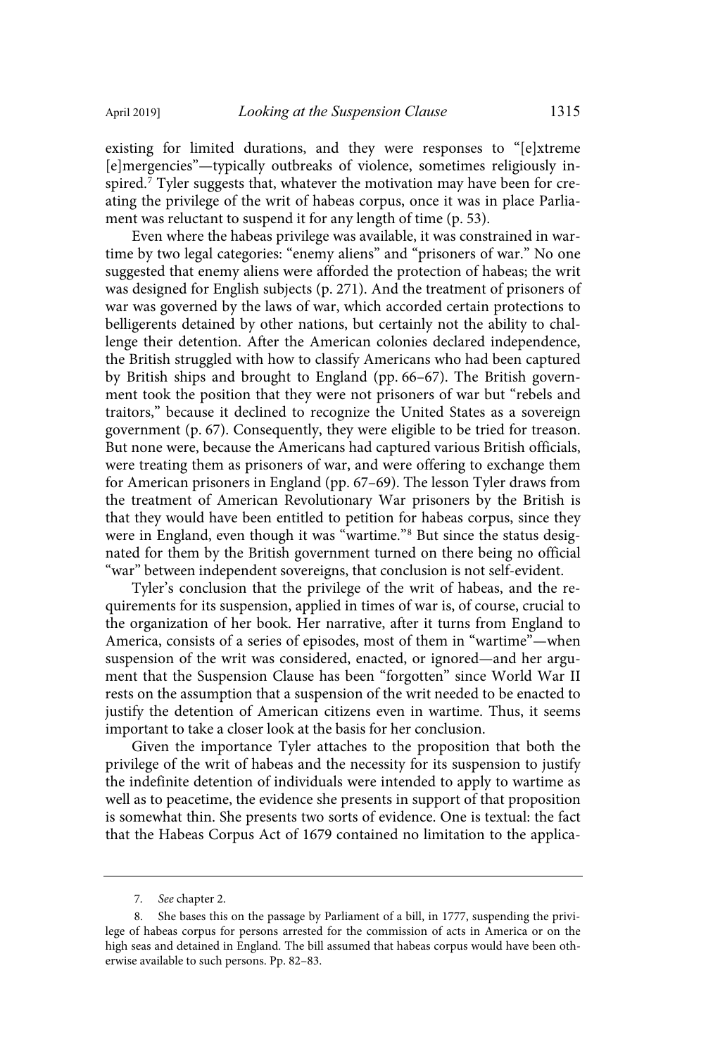existing for limited durations, and they were responses to "[e]xtreme [e]mergencies"—typically outbreaks of violence, sometimes religiously inspired.[7] Tyler suggests that, whatever the motivation may have been for creating the privilege of the writ of habeas corpus, once it was in place Parliament was reluctant to suspend it for any length of time (p. 53).

Even where the habeas privilege was available, it was constrained in wartime by two legal categories: "enemy aliens" and "prisoners of war." No one suggested that enemy aliens were afforded the protection of habeas; the writ was designed for English subjects (p. 271). And the treatment of prisoners of war was governed by the laws of war, which accorded certain protections to belligerents detained by other nations, but certainly not the ability to challenge their detention. After the American colonies declared independence, the British struggled with how to classify Americans who had been captured by British ships and brought to England (pp. 66–67). The British government took the position that they were not prisoners of war but "rebels and traitors," because it declined to recognize the United States as a sovereign government (p. 67). Consequently, they were eligible to be tried for treason. But none were, because the Americans had captured various British officials, were treating them as prisoners of war, and were offering to exchange them for American prisoners in England (pp. 67–69). The lesson Tyler draws from the treatment of American Revolutionary War prisoners by the British is that they would have been entitled to petition for habeas corpus, since they were in England, even though it was "wartime."[8] But since the status designated for them by the British government turned on there being no official "war" between independent sovereigns, that conclusion is not self-evident.

Tyler's conclusion that the privilege of the writ of habeas, and the requirements for its suspension, applied in times of war is, of course, crucial to the organization of her book. Her narrative, after it turns from England to America, consists of a series of episodes, most of them in "wartime"—when suspension of the writ was considered, enacted, or ignored—and her argument that the Suspension Clause has been "forgotten" since World War II rests on the assumption that a suspension of the writ needed to be enacted to justify the detention of American citizens even in wartime. Thus, it seems important to take a closer look at the basis for her conclusion.

Given the importance Tyler attaches to the proposition that both the privilege of the writ of habeas and the necessity for its suspension to justify the indefinite detention of individuals were intended to apply to wartime as well as to peacetime, the evidence she presents in support of that proposition is somewhat thin. She presents two sorts of evidence. One is textual: the fact that the Habeas Corpus Act of 1679 contained no limitation to the applica-

---

7. *See* chapter 2.

8. She bases this on the passage by Parliament of a bill, in 1777, suspending the privilege of habeas corpus for persons arrested for the commission of acts in America or on the high seas and detained in England. The bill assumed that habeas corpus would have been otherwise available to such persons. Pp. 82–83.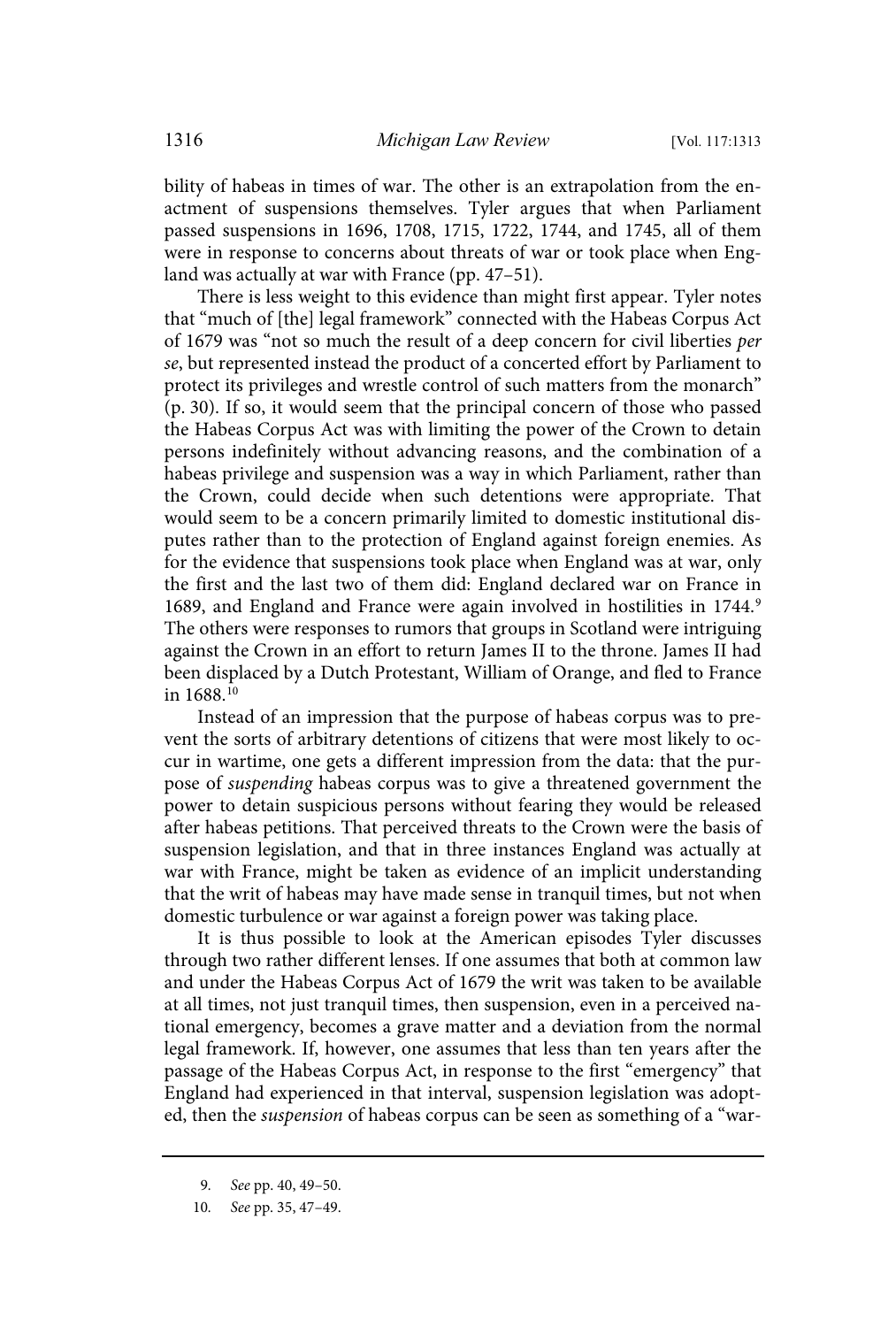bility of habeas in times of war. The other is an extrapolation from the enactment of suspensions themselves. Tyler argues that when Parliament passed suspensions in 1696, 1708, 1715, 1722, 1744, and 1745, all of them were in response to concerns about threats of war or took place when England was actually at war with France (pp. 47–51).

There is less weight to this evidence than might first appear. Tyler notes that "much of [the] legal framework" connected with the Habeas Corpus Act of 1679 was "not so much the result of a deep concern for civil liberties *per se*, but represented instead the product of a concerted effort by Parliament to protect its privileges and wrestle control of such matters from the monarch" (p. 30). If so, it would seem that the principal concern of those who passed the Habeas Corpus Act was with limiting the power of the Crown to detain persons indefinitely without advancing reasons, and the combination of a habeas privilege and suspension was a way in which Parliament, rather than the Crown, could decide when such detentions were appropriate. That would seem to be a concern primarily limited to domestic institutional disputes rather than to the protection of England against foreign enemies. As for the evidence that suspensions took place when England was at war, only the first and the last two of them did: England declared war on France in 1689, and England and France were again involved in hostilities in 1744.[9] The others were responses to rumors that groups in Scotland were intriguing against the Crown in an effort to return James II to the throne. James II had been displaced by a Dutch Protestant, William of Orange, and fled to France in 1688.[10]

Instead of an impression that the purpose of habeas corpus was to prevent the sorts of arbitrary detentions of citizens that were most likely to occur in wartime, one gets a different impression from the data: that the purpose of *suspending* habeas corpus was to give a threatened government the power to detain suspicious persons without fearing they would be released after habeas petitions. That perceived threats to the Crown were the basis of suspension legislation, and that in three instances England was actually at war with France, might be taken as evidence of an implicit understanding that the writ of habeas may have made sense in tranquil times, but not when domestic turbulence or war against a foreign power was taking place.

It is thus possible to look at the American episodes Tyler discusses through two rather different lenses. If one assumes that both at common law and under the Habeas Corpus Act of 1679 the writ was taken to be available at all times, not just tranquil times, then suspension, even in a perceived national emergency, becomes a grave matter and a deviation from the normal legal framework. If, however, one assumes that less than ten years after the passage of the Habeas Corpus Act, in response to the first "emergency" that England had experienced in that interval, suspension legislation was adopted, then the *suspension* of habeas corpus can be seen as something of a "war-

9. *See* pp. 40, 49–50.

10. *See* pp. 35, 47–49.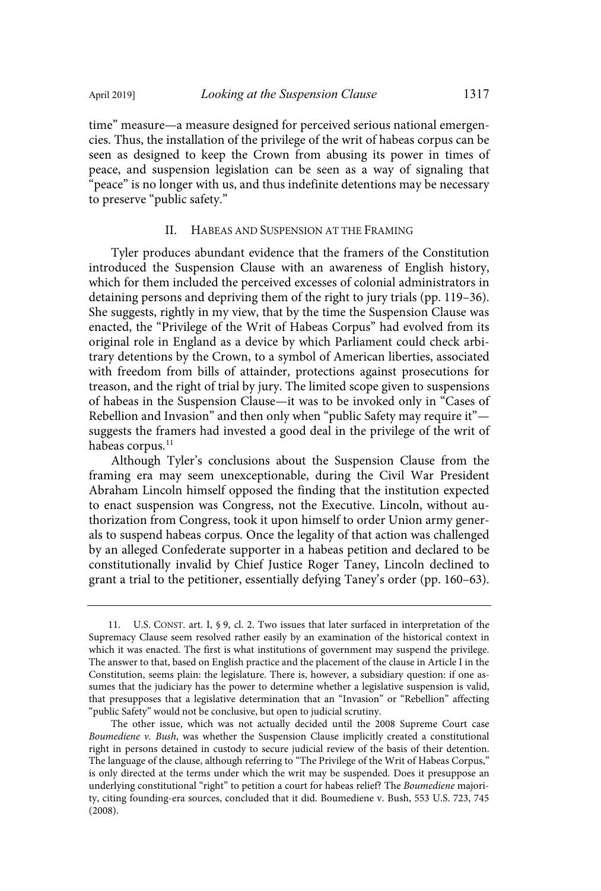time" measure—a measure designed for perceived serious national emergencies. Thus, the installation of the privilege of the writ of habeas corpus can be seen as designed to keep the Crown from abusing its power in times of peace, and suspension legislation can be seen as a way of signaling that "peace" is no longer with us, and thus indefinite detentions may be necessary to preserve "public safety."

## II. Habeas and Suspension at the Framing

Tyler produces abundant evidence that the framers of the Constitution introduced the Suspension Clause with an awareness of English history, which for them included the perceived excesses of colonial administrators in detaining persons and depriving them of the right to jury trials (pp. 119–36). She suggests, rightly in my view, that by the time the Suspension Clause was enacted, the "Privilege of the Writ of Habeas Corpus" had evolved from its original role in England as a device by which Parliament could check arbitrary detentions by the Crown, to a symbol of American liberties, associated with freedom from bills of attainder, protections against prosecutions for treason, and the right of trial by jury. The limited scope given to suspensions of habeas in the Suspension Clause—it was to be invoked only in "Cases of Rebellion and Invasion" and then only when "public Safety may require it"—suggests the framers had invested a good deal in the privilege of the writ of habeas corpus.[11]

Although Tyler's conclusions about the Suspension Clause from the framing era may seem unexceptionable, during the Civil War President Abraham Lincoln himself opposed the finding that the institution expected to enact suspension was Congress, not the Executive. Lincoln, without authorization from Congress, took it upon himself to order Union army generals to suspend habeas corpus. Once the legality of that action was challenged by an alleged Confederate supporter in a habeas petition and declared to be constitutionally invalid by Chief Justice Roger Taney, Lincoln declined to grant a trial to the petitioner, essentially defying Taney's order (pp. 160–63).

---

11. U.S. Const. art. I, § 9, cl. 2. Two issues that later surfaced in interpretation of the Supremacy Clause seem resolved rather easily by an examination of the historical context in which it was enacted. The first is what institutions of government may suspend the privilege. The answer to that, based on English practice and the placement of the clause in Article I in the Constitution, seems plain: the legislature. There is, however, a subsidiary question: if one assumes that the judiciary has the power to determine whether a legislative suspension is valid, that presupposes that a legislative determination that an "Invasion" or "Rebellion" affecting "public Safety" would not be conclusive, but open to judicial scrutiny.

The other issue, which was not actually decided until the 2008 Supreme Court case *Boumediene v. Bush*, was whether the Suspension Clause implicitly created a constitutional right in persons detained in custody to secure judicial review of the basis of their detention. The language of the clause, although referring to "The Privilege of the Writ of Habeas Corpus," is only directed at the terms under which the writ may be suspended. Does it presuppose an underlying constitutional "right" to petition a court for habeas relief? The *Boumediene* majority, citing founding-era sources, concluded that it did. Boumediene v. Bush, 553 U.S. 723, 745 (2008).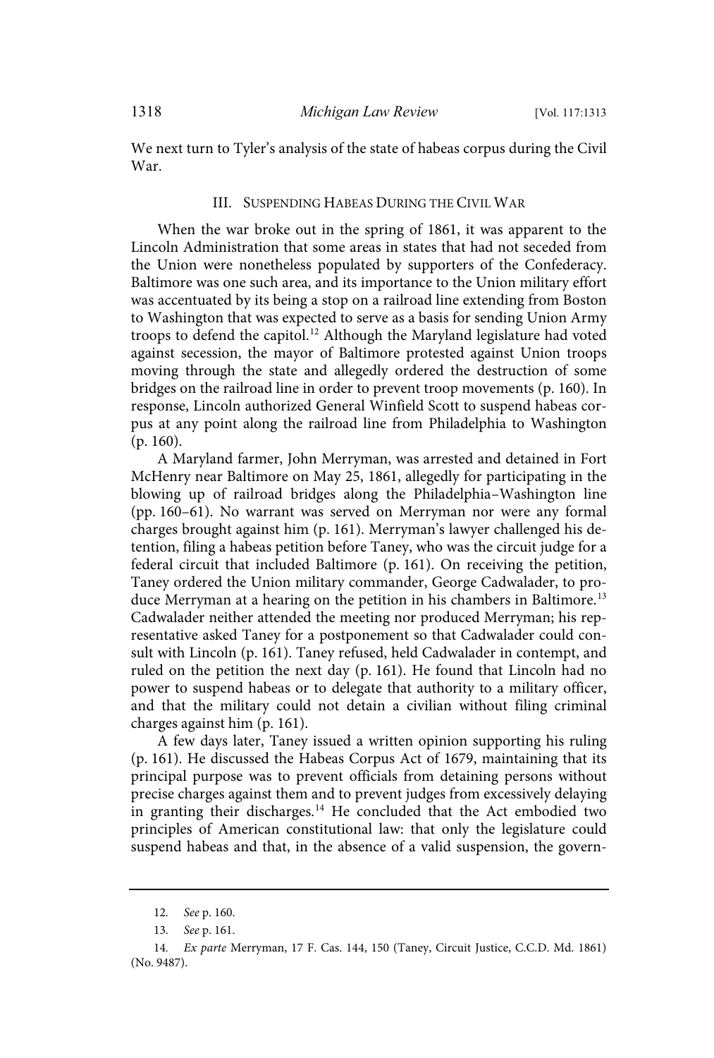We next turn to Tyler's analysis of the state of habeas corpus during the Civil War.

## III. Suspending Habeas During the Civil War

When the war broke out in the spring of 1861, it was apparent to the Lincoln Administration that some areas in states that had not seceded from the Union were nonetheless populated by supporters of the Confederacy. Baltimore was one such area, and its importance to the Union military effort was accentuated by its being a stop on a railroad line extending from Boston to Washington that was expected to serve as a basis for sending Union Army troops to defend the capitol.[12] Although the Maryland legislature had voted against secession, the mayor of Baltimore protested against Union troops moving through the state and allegedly ordered the destruction of some bridges on the railroad line in order to prevent troop movements (p. 160). In response, Lincoln authorized General Winfield Scott to suspend habeas corpus at any point along the railroad line from Philadelphia to Washington (p. 160).

A Maryland farmer, John Merryman, was arrested and detained in Fort McHenry near Baltimore on May 25, 1861, allegedly for participating in the blowing up of railroad bridges along the Philadelphia–Washington line (pp. 160–61). No warrant was served on Merryman nor were any formal charges brought against him (p. 161). Merryman's lawyer challenged his detention, filing a habeas petition before Taney, who was the circuit judge for a federal circuit that included Baltimore (p. 161). On receiving the petition, Taney ordered the Union military commander, George Cadwalader, to produce Merryman at a hearing on the petition in his chambers in Baltimore.[13] Cadwalader neither attended the meeting nor produced Merryman; his representative asked Taney for a postponement so that Cadwalader could consult with Lincoln (p. 161). Taney refused, held Cadwalader in contempt, and ruled on the petition the next day (p. 161). He found that Lincoln had no power to suspend habeas or to delegate that authority to a military officer, and that the military could not detain a civilian without filing criminal charges against him (p. 161).

A few days later, Taney issued a written opinion supporting his ruling (p. 161). He discussed the Habeas Corpus Act of 1679, maintaining that its principal purpose was to prevent officials from detaining persons without precise charges against them and to prevent judges from excessively delaying in granting their discharges.[14] He concluded that the Act embodied two principles of American constitutional law: that only the legislature could suspend habeas and that, in the absence of a valid suspension, the govern-

---

12. *See* p. 160.

13. *See* p. 161.

14. *Ex parte* Merryman, 17 F. Cas. 144, 150 (Taney, Circuit Justice, C.C.D. Md. 1861) (No. 9487).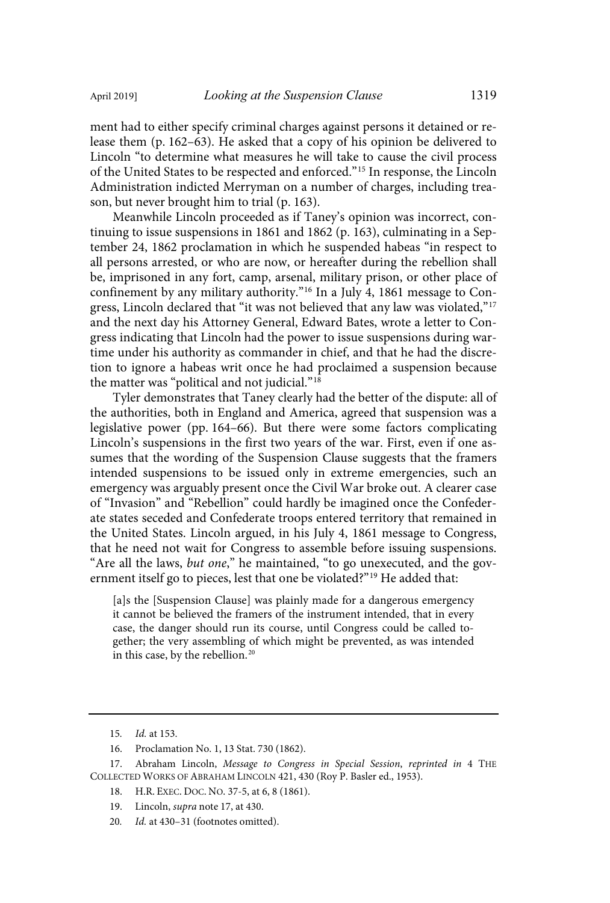ment had to either specify criminal charges against persons it detained or release them (p. 162–63). He asked that a copy of his opinion be delivered to Lincoln "to determine what measures he will take to cause the civil process of the United States to be respected and enforced."[15] In response, the Lincoln Administration indicted Merryman on a number of charges, including treason, but never brought him to trial (p. 163).

Meanwhile Lincoln proceeded as if Taney's opinion was incorrect, continuing to issue suspensions in 1861 and 1862 (p. 163), culminating in a September 24, 1862 proclamation in which he suspended habeas "in respect to all persons arrested, or who are now, or hereafter during the rebellion shall be, imprisoned in any fort, camp, arsenal, military prison, or other place of confinement by any military authority."[16] In a July 4, 1861 message to Congress, Lincoln declared that "it was not believed that any law was violated,"[17] and the next day his Attorney General, Edward Bates, wrote a letter to Congress indicating that Lincoln had the power to issue suspensions during wartime under his authority as commander in chief, and that he had the discretion to ignore a habeas writ once he had proclaimed a suspension because the matter was "political and not judicial."[18]

Tyler demonstrates that Taney clearly had the better of the dispute: all of the authorities, both in England and America, agreed that suspension was a legislative power (pp. 164–66). But there were some factors complicating Lincoln's suspensions in the first two years of the war. First, even if one assumes that the wording of the Suspension Clause suggests that the framers intended suspensions to be issued only in extreme emergencies, such an emergency was arguably present once the Civil War broke out. A clearer case of "Invasion" and "Rebellion" could hardly be imagined once the Confederate states seceded and Confederate troops entered territory that remained in the United States. Lincoln argued, in his July 4, 1861 message to Congress, that he need not wait for Congress to assemble before issuing suspensions. "Are all the laws, *but one*," he maintained, "to go unexecuted, and the government itself go to pieces, lest that one be violated?"[19] He added that:

> [a]s the [Suspension Clause] was plainly made for a dangerous emergency it cannot be believed the framers of the instrument intended, that in every case, the danger should run its course, until Congress could be called together; the very assembling of which might be prevented, as was intended in this case, by the rebellion.[20]

15. *Id.* at 153.

16. Proclamation No. 1, 13 Stat. 730 (1862).

17. Abraham Lincoln, *Message to Congress in Special Session*, *reprinted in* 4 THE COLLECTED WORKS OF ABRAHAM LINCOLN 421, 430 (Roy P. Basler ed., 1953).

18. H.R. EXEC. DOC. NO. 37-5, at 6, 8 (1861).

19. Lincoln, *supra* note 17, at 430.

20. *Id.* at 430–31 (footnotes omitted).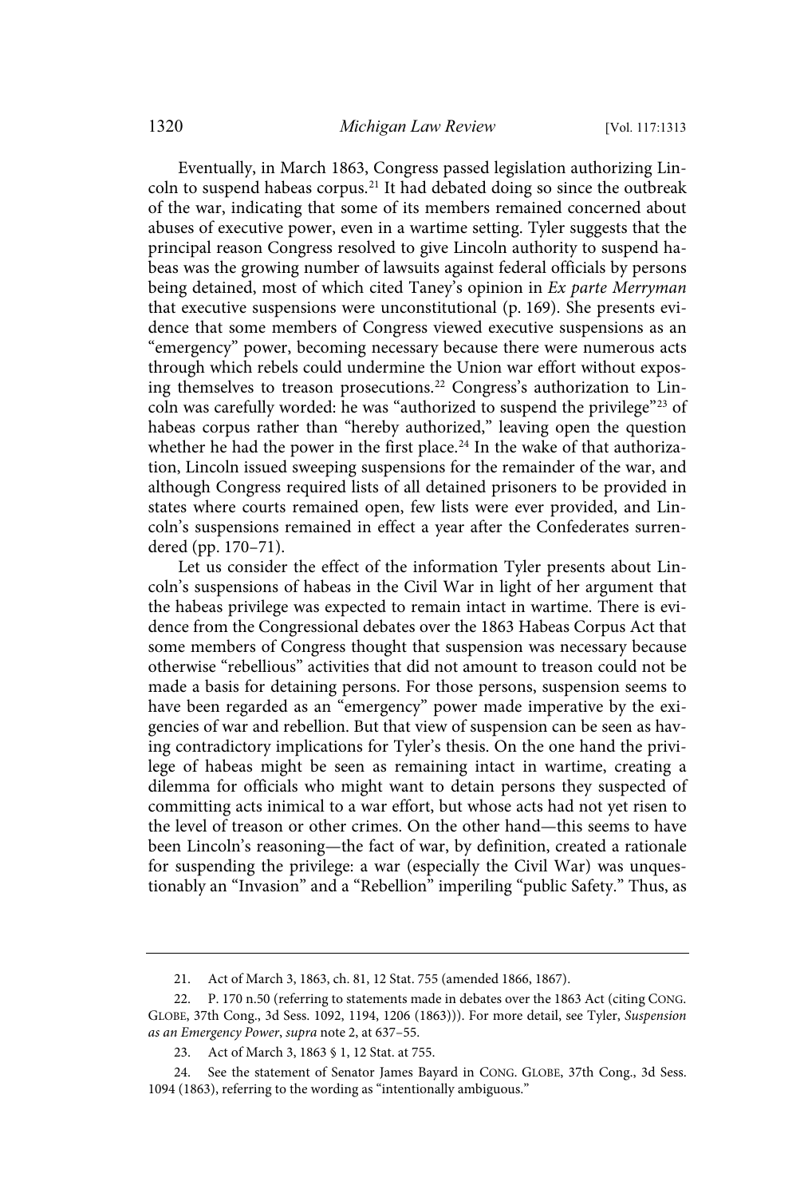Eventually, in March 1863, Congress passed legislation authorizing Lincoln to suspend habeas corpus.[21] It had debated doing so since the outbreak of the war, indicating that some of its members remained concerned about abuses of executive power, even in a wartime setting. Tyler suggests that the principal reason Congress resolved to give Lincoln authority to suspend habeas was the growing number of lawsuits against federal officials by persons being detained, most of which cited Taney's opinion in *Ex parte Merryman* that executive suspensions were unconstitutional (p. 169). She presents evidence that some members of Congress viewed executive suspensions as an "emergency" power, becoming necessary because there were numerous acts through which rebels could undermine the Union war effort without exposing themselves to treason prosecutions.[22] Congress's authorization to Lincoln was carefully worded: he was "authorized to suspend the privilege"[23] of habeas corpus rather than "hereby authorized," leaving open the question whether he had the power in the first place.[24] In the wake of that authorization, Lincoln issued sweeping suspensions for the remainder of the war, and although Congress required lists of all detained prisoners to be provided in states where courts remained open, few lists were ever provided, and Lincoln's suspensions remained in effect a year after the Confederates surrendered (pp. 170–71).

Let us consider the effect of the information Tyler presents about Lincoln's suspensions of habeas in the Civil War in light of her argument that the habeas privilege was expected to remain intact in wartime. There is evidence from the Congressional debates over the 1863 Habeas Corpus Act that some members of Congress thought that suspension was necessary because otherwise "rebellious" activities that did not amount to treason could not be made a basis for detaining persons. For those persons, suspension seems to have been regarded as an "emergency" power made imperative by the exigencies of war and rebellion. But that view of suspension can be seen as having contradictory implications for Tyler's thesis. On the one hand the privilege of habeas might be seen as remaining intact in wartime, creating a dilemma for officials who might want to detain persons they suspected of committing acts inimical to a war effort, but whose acts had not yet risen to the level of treason or other crimes. On the other hand—this seems to have been Lincoln's reasoning—the fact of war, by definition, created a rationale for suspending the privilege: a war (especially the Civil War) was unquestionably an "Invasion" and a "Rebellion" imperiling "public Safety." Thus, as

21. Act of March 3, 1863, ch. 81, 12 Stat. 755 (amended 1866, 1867).

22. P. 170 n.50 (referring to statements made in debates over the 1863 Act (citing CONG. GLOBE, 37th Cong., 3d Sess. 1092, 1194, 1206 (1863))). For more detail, see Tyler, *Suspension as an Emergency Power*, *supra* note 2, at 637–55.

23. Act of March 3, 1863 § 1, 12 Stat. at 755.

24. See the statement of Senator James Bayard in CONG. GLOBE, 37th Cong., 3d Sess. 1094 (1863), referring to the wording as "intentionally ambiguous."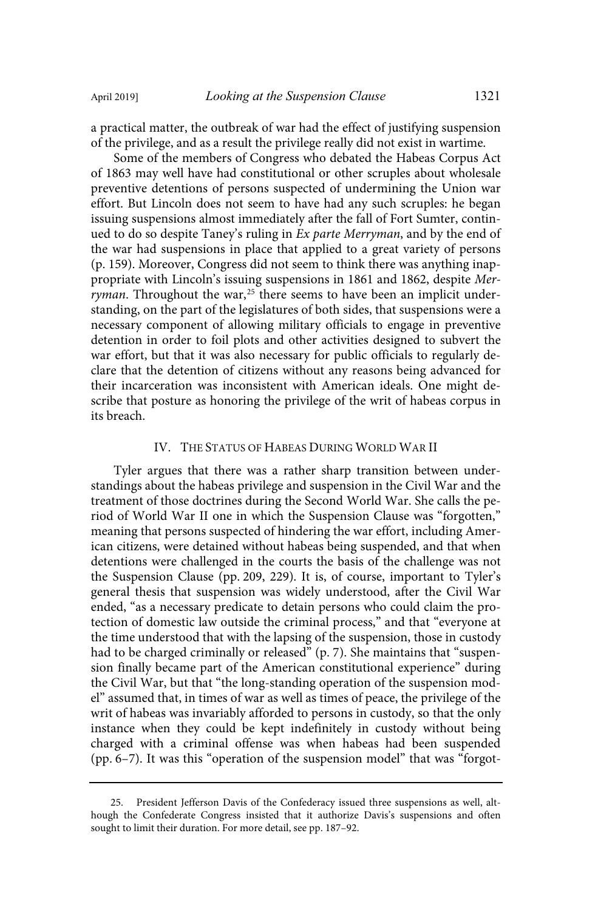a practical matter, the outbreak of war had the effect of justifying suspension of the privilege, and as a result the privilege really did not exist in wartime.

Some of the members of Congress who debated the Habeas Corpus Act of 1863 may well have had constitutional or other scruples about wholesale preventive detentions of persons suspected of undermining the Union war effort. But Lincoln does not seem to have had any such scruples: he began issuing suspensions almost immediately after the fall of Fort Sumter, continued to do so despite Taney's ruling in *Ex parte Merryman*, and by the end of the war had suspensions in place that applied to a great variety of persons (p. 159). Moreover, Congress did not seem to think there was anything inappropriate with Lincoln's issuing suspensions in 1861 and 1862, despite *Merryman*. Throughout the war,[25] there seems to have been an implicit understanding, on the part of the legislatures of both sides, that suspensions were a necessary component of allowing military officials to engage in preventive detention in order to foil plots and other activities designed to subvert the war effort, but that it was also necessary for public officials to regularly declare that the detention of citizens without any reasons being advanced for their incarceration was inconsistent with American ideals. One might describe that posture as honoring the privilege of the writ of habeas corpus in its breach.

## IV. The Status of Habeas During World War II

Tyler argues that there was a rather sharp transition between understandings about the habeas privilege and suspension in the Civil War and the treatment of those doctrines during the Second World War. She calls the period of World War II one in which the Suspension Clause was "forgotten," meaning that persons suspected of hindering the war effort, including American citizens, were detained without habeas being suspended, and that when detentions were challenged in the courts the basis of the challenge was not the Suspension Clause (pp. 209, 229). It is, of course, important to Tyler's general thesis that suspension was widely understood, after the Civil War ended, "as a necessary predicate to detain persons who could claim the protection of domestic law outside the criminal process," and that "everyone at the time understood that with the lapsing of the suspension, those in custody had to be charged criminally or released" (p. 7). She maintains that "suspension finally became part of the American constitutional experience" during the Civil War, but that "the long-standing operation of the suspension model" assumed that, in times of war as well as times of peace, the privilege of the writ of habeas was invariably afforded to persons in custody, so that the only instance when they could be kept indefinitely in custody without being charged with a criminal offense was when habeas had been suspended (pp. 6–7). It was this "operation of the suspension model" that was "forgot-

25. President Jefferson Davis of the Confederacy issued three suspensions as well, although the Confederate Congress insisted that it authorize Davis's suspensions and often sought to limit their duration. For more detail, see pp. 187–92.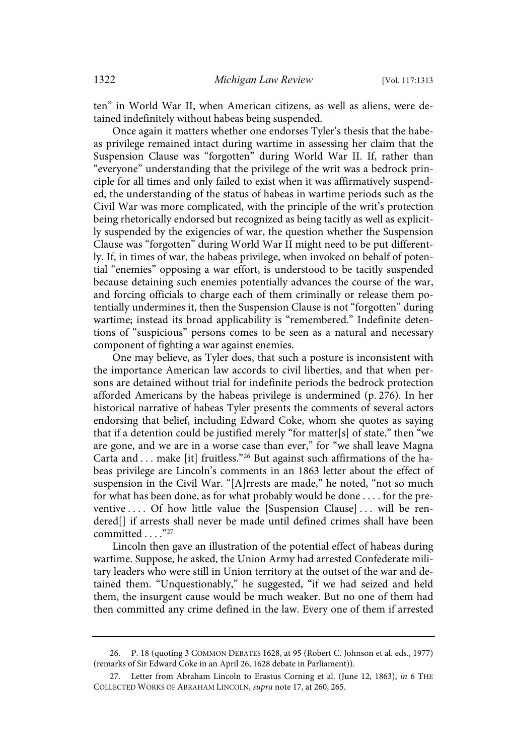ten" in World War II, when American citizens, as well as aliens, were detained indefinitely without habeas being suspended.

Once again it matters whether one endorses Tyler's thesis that the habeas privilege remained intact during wartime in assessing her claim that the Suspension Clause was "forgotten" during World War II. If, rather than "everyone" understanding that the privilege of the writ was a bedrock principle for all times and only failed to exist when it was affirmatively suspended, the understanding of the status of habeas in wartime periods such as the Civil War was more complicated, with the principle of the writ's protection being rhetorically endorsed but recognized as being tacitly as well as explicitly suspended by the exigencies of war, the question whether the Suspension Clause was "forgotten" during World War II might need to be put differently. If, in times of war, the habeas privilege, when invoked on behalf of potential "enemies" opposing a war effort, is understood to be tacitly suspended because detaining such enemies potentially advances the course of the war, and forcing officials to charge each of them criminally or release them potentially undermines it, then the Suspension Clause is not "forgotten" during wartime; instead its broad applicability is "remembered." Indefinite detentions of "suspicious" persons comes to be seen as a natural and necessary component of fighting a war against enemies.

One may believe, as Tyler does, that such a posture is inconsistent with the importance American law accords to civil liberties, and that when persons are detained without trial for indefinite periods the bedrock protection afforded Americans by the habeas privilege is undermined (p. 276). In her historical narrative of habeas Tyler presents the comments of several actors endorsing that belief, including Edward Coke, whom she quotes as saying that if a detention could be justified merely "for matter[s] of state," then "we are gone, and we are in a worse case than ever," for "we shall leave Magna Carta and . . . make [it] fruitless."[26] But against such affirmations of the habeas privilege are Lincoln's comments in an 1863 letter about the effect of suspension in the Civil War. "[A]rrests are made," he noted, "not so much for what has been done, as for what probably would be done . . . . for the preventive . . . . Of how little value the [Suspension Clause] . . . will be rendered[] if arrests shall never be made until defined crimes shall have been committed . . . ."[27]

Lincoln then gave an illustration of the potential effect of habeas during wartime. Suppose, he asked, the Union Army had arrested Confederate military leaders who were still in Union territory at the outset of the war and detained them. "Unquestionably," he suggested, "if we had seized and held them, the insurgent cause would be much weaker. But no one of them had then committed any crime defined in the law. Every one of them if arrested

---

26. P. 18 (quoting 3 COMMON DEBATES 1628, at 95 (Robert C. Johnson et al. eds., 1977) (remarks of Sir Edward Coke in an April 26, 1628 debate in Parliament)).

27. Letter from Abraham Lincoln to Erastus Corning et al. (June 12, 1863), *in* 6 THE COLLECTED WORKS OF ABRAHAM LINCOLN, *supra* note 17, at 260, 265.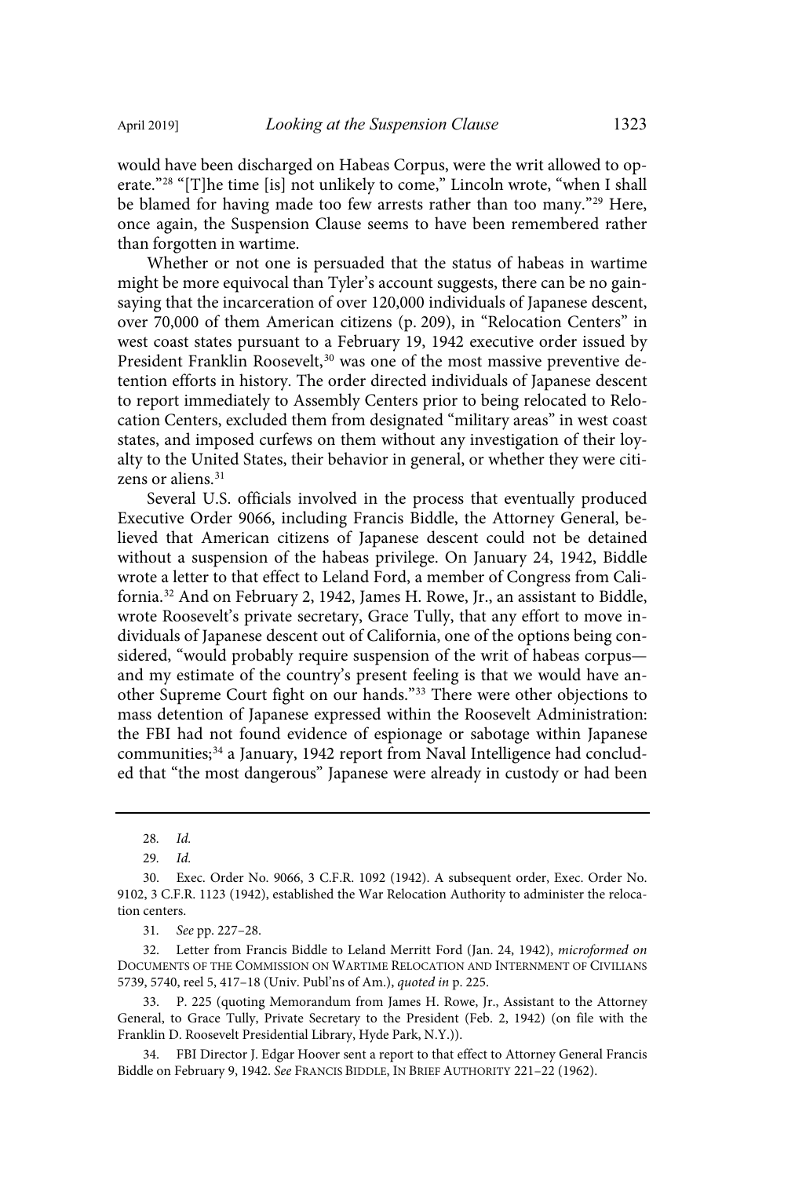would have been discharged on Habeas Corpus, were the writ allowed to operate."[28] "[T]he time [is] not unlikely to come," Lincoln wrote, "when I shall be blamed for having made too few arrests rather than too many."[29] Here, once again, the Suspension Clause seems to have been remembered rather than forgotten in wartime.

Whether or not one is persuaded that the status of habeas in wartime might be more equivocal than Tyler's account suggests, there can be no gainsaying that the incarceration of over 120,000 individuals of Japanese descent, over 70,000 of them American citizens (p. 209), in "Relocation Centers" in west coast states pursuant to a February 19, 1942 executive order issued by President Franklin Roosevelt,[30] was one of the most massive preventive detention efforts in history. The order directed individuals of Japanese descent to report immediately to Assembly Centers prior to being relocated to Relocation Centers, excluded them from designated "military areas" in west coast states, and imposed curfews on them without any investigation of their loyalty to the United States, their behavior in general, or whether they were citizens or aliens.[31]

Several U.S. officials involved in the process that eventually produced Executive Order 9066, including Francis Biddle, the Attorney General, believed that American citizens of Japanese descent could not be detained without a suspension of the habeas privilege. On January 24, 1942, Biddle wrote a letter to that effect to Leland Ford, a member of Congress from California.[32] And on February 2, 1942, James H. Rowe, Jr., an assistant to Biddle, wrote Roosevelt's private secretary, Grace Tully, that any effort to move individuals of Japanese descent out of California, one of the options being considered, "would probably require suspension of the writ of habeas corpus—and my estimate of the country's present feeling is that we would have another Supreme Court fight on our hands."[33] There were other objections to mass detention of Japanese expressed within the Roosevelt Administration: the FBI had not found evidence of espionage or sabotage within Japanese communities;[34] a January, 1942 report from Naval Intelligence had concluded that "the most dangerous" Japanese were already in custody or had been

---

28. *Id.*

29. *Id.*

30. Exec. Order No. 9066, 3 C.F.R. 1092 (1942). A subsequent order, Exec. Order No. 9102, 3 C.F.R. 1123 (1942), established the War Relocation Authority to administer the relocation centers.

31. *See* pp. 227–28.

32. Letter from Francis Biddle to Leland Merritt Ford (Jan. 24, 1942), *microformed on* DOCUMENTS OF THE COMMISSION ON WARTIME RELOCATION AND INTERNMENT OF CIVILIANS 5739, 5740, reel 5, 417–18 (Univ. Publ'ns of Am.), *quoted in* p. 225.

33. P. 225 (quoting Memorandum from James H. Rowe, Jr., Assistant to the Attorney General, to Grace Tully, Private Secretary to the President (Feb. 2, 1942) (on file with the Franklin D. Roosevelt Presidential Library, Hyde Park, N.Y.)).

34. FBI Director J. Edgar Hoover sent a report to that effect to Attorney General Francis Biddle on February 9, 1942. *See* FRANCIS BIDDLE, IN BRIEF AUTHORITY 221–22 (1962).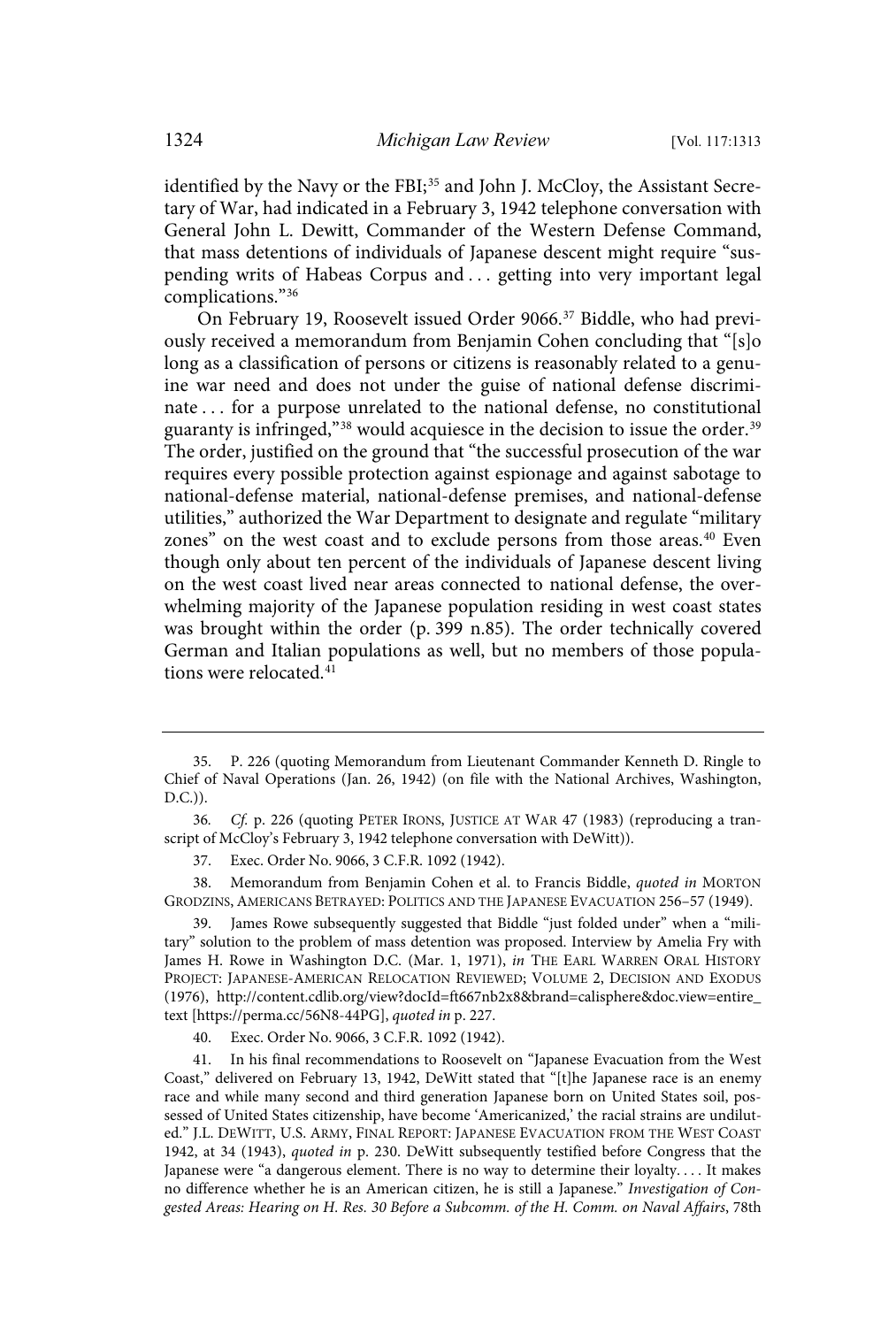identified by the Navy or the FBI;[35] and John J. McCloy, the Assistant Secretary of War, had indicated in a February 3, 1942 telephone conversation with General John L. Dewitt, Commander of the Western Defense Command, that mass detentions of individuals of Japanese descent might require "suspending writs of Habeas Corpus and . . . getting into very important legal complications."[36]

On February 19, Roosevelt issued Order 9066.[37] Biddle, who had previously received a memorandum from Benjamin Cohen concluding that "[s]o long as a classification of persons or citizens is reasonably related to a genuine war need and does not under the guise of national defense discriminate . . . for a purpose unrelated to the national defense, no constitutional guaranty is infringed,"[38] would acquiesce in the decision to issue the order.[39] The order, justified on the ground that "the successful prosecution of the war requires every possible protection against espionage and against sabotage to national-defense material, national-defense premises, and national-defense utilities," authorized the War Department to designate and regulate "military zones" on the west coast and to exclude persons from those areas.[40] Even though only about ten percent of the individuals of Japanese descent living on the west coast lived near areas connected to national defense, the overwhelming majority of the Japanese population residing in west coast states was brought within the order (p. 399 n.85). The order technically covered German and Italian populations as well, but no members of those populations were relocated.[41]

---

35. P. 226 (quoting Memorandum from Lieutenant Commander Kenneth D. Ringle to Chief of Naval Operations (Jan. 26, 1942) (on file with the National Archives, Washington, D.C.)).

36. *Cf.* p. 226 (quoting PETER IRONS, JUSTICE AT WAR 47 (1983) (reproducing a transcript of McCloy's February 3, 1942 telephone conversation with DeWitt)).

37. Exec. Order No. 9066, 3 C.F.R. 1092 (1942).

38. Memorandum from Benjamin Cohen et al. to Francis Biddle, *quoted in* MORTON GRODZINS, AMERICANS BETRAYED: POLITICS AND THE JAPANESE EVACUATION 256–57 (1949).

39. James Rowe subsequently suggested that Biddle "just folded under" when a "military" solution to the problem of mass detention was proposed. Interview by Amelia Fry with James H. Rowe in Washington D.C. (Mar. 1, 1971), *in* THE EARL WARREN ORAL HISTORY PROJECT: JAPANESE-AMERICAN RELOCATION REVIEWED; VOLUME 2, DECISION AND EXODUS (1976), http://content.cdlib.org/view?docId=ft667nb2x8&brand=calisphere&doc.view=entire_text [https://perma.cc/56N8-44PG], *quoted in* p. 227.

40. Exec. Order No. 9066, 3 C.F.R. 1092 (1942).

41. In his final recommendations to Roosevelt on "Japanese Evacuation from the West Coast," delivered on February 13, 1942, DeWitt stated that "[t]he Japanese race is an enemy race and while many second and third generation Japanese born on United States soil, possessed of United States citizenship, have become 'Americanized,' the racial strains are undiluted." J.L. DEWITT, U.S. ARMY, FINAL REPORT: JAPANESE EVACUATION FROM THE WEST COAST 1942, at 34 (1943), *quoted in* p. 230. DeWitt subsequently testified before Congress that the Japanese were "a dangerous element. There is no way to determine their loyalty. . . . It makes no difference whether he is an American citizen, he is still a Japanese." *Investigation of Congested Areas: Hearing on H. Res. 30 Before a Subcomm. of the H. Comm. on Naval Affairs*, 78th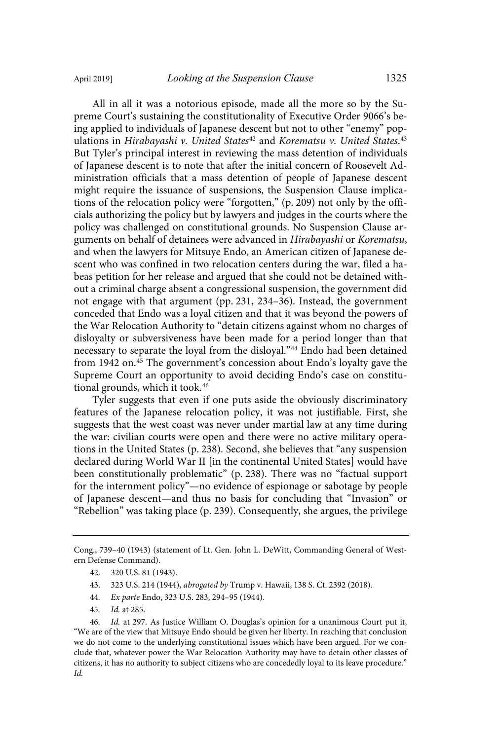All in all it was a notorious episode, made all the more so by the Supreme Court's sustaining the constitutionality of Executive Order 9066's being applied to individuals of Japanese descent but not to other "enemy" populations in *Hirabayashi v. United States*[42] and *Korematsu v. United States*.[43] But Tyler's principal interest in reviewing the mass detention of individuals of Japanese descent is to note that after the initial concern of Roosevelt Administration officials that a mass detention of people of Japanese descent might require the issuance of suspensions, the Suspension Clause implications of the relocation policy were "forgotten," (p. 209) not only by the officials authorizing the policy but by lawyers and judges in the courts where the policy was challenged on constitutional grounds. No Suspension Clause arguments on behalf of detainees were advanced in *Hirabayashi* or *Korematsu*, and when the lawyers for Mitsuye Endo, an American citizen of Japanese descent who was confined in two relocation centers during the war, filed a habeas petition for her release and argued that she could not be detained without a criminal charge absent a congressional suspension, the government did not engage with that argument (pp. 231, 234–36). Instead, the government conceded that Endo was a loyal citizen and that it was beyond the powers of the War Relocation Authority to "detain citizens against whom no charges of disloyalty or subversiveness have been made for a period longer than that necessary to separate the loyal from the disloyal."[44] Endo had been detained from 1942 on.[45] The government's concession about Endo's loyalty gave the Supreme Court an opportunity to avoid deciding Endo's case on constitutional grounds, which it took.[46]

Tyler suggests that even if one puts aside the obviously discriminatory features of the Japanese relocation policy, it was not justifiable. First, she suggests that the west coast was never under martial law at any time during the war: civilian courts were open and there were no active military operations in the United States (p. 238). Second, she believes that "any suspension declared during World War II [in the continental United States] would have been constitutionally problematic" (p. 238). There was no "factual support for the internment policy"—no evidence of espionage or sabotage by people of Japanese descent—and thus no basis for concluding that "Invasion" or "Rebellion" was taking place (p. 239). Consequently, she argues, the privilege

Cong., 739–40 (1943) (statement of Lt. Gen. John L. DeWitt, Commanding General of Western Defense Command).

42. 320 U.S. 81 (1943).

43. 323 U.S. 214 (1944), *abrogated by* Trump v. Hawaii, 138 S. Ct. 2392 (2018).

44. *Ex parte* Endo, 323 U.S. 283, 294–95 (1944).

45. *Id.* at 285.

46. *Id.* at 297. As Justice William O. Douglas's opinion for a unanimous Court put it, "We are of the view that Mitsuye Endo should be given her liberty. In reaching that conclusion we do not come to the underlying constitutional issues which have been argued. For we conclude that, whatever power the War Relocation Authority may have to detain other classes of citizens, it has no authority to subject citizens who are concededly loyal to its leave procedure." *Id.*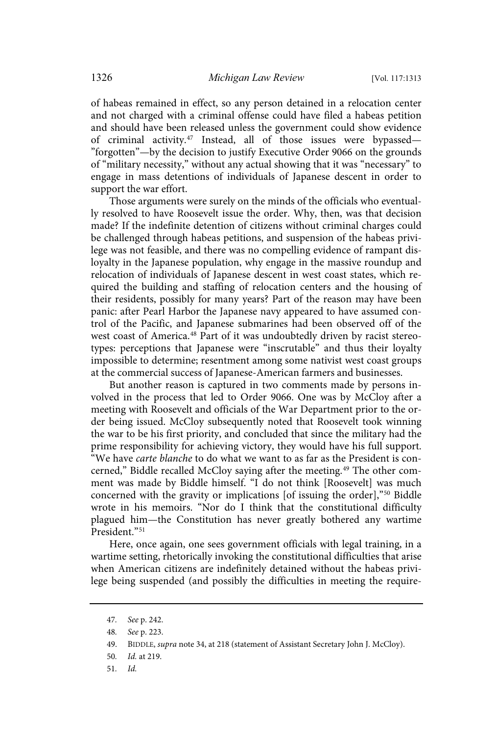of habeas remained in effect, so any person detained in a relocation center and not charged with a criminal offense could have filed a habeas petition and should have been released unless the government could show evidence of criminal activity.[47] Instead, all of those issues were bypassed—"forgotten"—by the decision to justify Executive Order 9066 on the grounds of "military necessity," without any actual showing that it was "necessary" to engage in mass detentions of individuals of Japanese descent in order to support the war effort.

Those arguments were surely on the minds of the officials who eventually resolved to have Roosevelt issue the order. Why, then, was that decision made? If the indefinite detention of citizens without criminal charges could be challenged through habeas petitions, and suspension of the habeas privilege was not feasible, and there was no compelling evidence of rampant disloyalty in the Japanese population, why engage in the massive roundup and relocation of individuals of Japanese descent in west coast states, which required the building and staffing of relocation centers and the housing of their residents, possibly for many years? Part of the reason may have been panic: after Pearl Harbor the Japanese navy appeared to have assumed control of the Pacific, and Japanese submarines had been observed off of the west coast of America.[48] Part of it was undoubtedly driven by racist stereotypes: perceptions that Japanese were "inscrutable" and thus their loyalty impossible to determine; resentment among some nativist west coast groups at the commercial success of Japanese-American farmers and businesses.

But another reason is captured in two comments made by persons involved in the process that led to Order 9066. One was by McCloy after a meeting with Roosevelt and officials of the War Department prior to the order being issued. McCloy subsequently noted that Roosevelt took winning the war to be his first priority, and concluded that since the military had the prime responsibility for achieving victory, they would have his full support. "We have *carte blanche* to do what we want to as far as the President is concerned," Biddle recalled McCloy saying after the meeting.[49] The other comment was made by Biddle himself. "I do not think [Roosevelt] was much concerned with the gravity or implications [of issuing the order],"[50] Biddle wrote in his memoirs. "Nor do I think that the constitutional difficulty plagued him—the Constitution has never greatly bothered any wartime President."[51]

Here, once again, one sees government officials with legal training, in a wartime setting, rhetorically invoking the constitutional difficulties that arise when American citizens are indefinitely detained without the habeas privilege being suspended (and possibly the difficulties in meeting the require-

---

47. *See* p. 242.

48. *See* p. 223.

49. BIDDLE, *supra* note 34, at 218 (statement of Assistant Secretary John J. McCloy).

50. *Id.* at 219.

51. *Id.*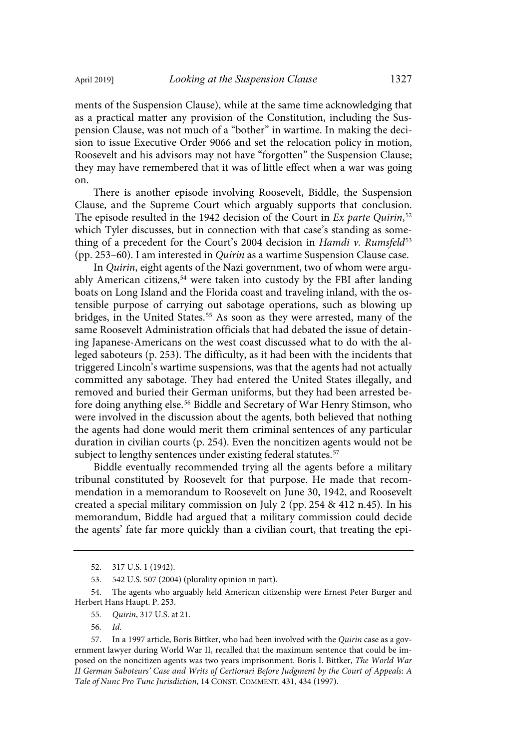ments of the Suspension Clause), while at the same time acknowledging that as a practical matter any provision of the Constitution, including the Suspension Clause, was not much of a "bother" in wartime. In making the decision to issue Executive Order 9066 and set the relocation policy in motion, Roosevelt and his advisors may not have "forgotten" the Suspension Clause; they may have remembered that it was of little effect when a war was going on.

There is another episode involving Roosevelt, Biddle, the Suspension Clause, and the Supreme Court which arguably supports that conclusion. The episode resulted in the 1942 decision of the Court in *Ex parte Quirin*,[52] which Tyler discusses, but in connection with that case's standing as something of a precedent for the Court's 2004 decision in *Hamdi v. Rumsfeld*[53] (pp. 253–60). I am interested in *Quirin* as a wartime Suspension Clause case.

In *Quirin*, eight agents of the Nazi government, two of whom were arguably American citizens,[54] were taken into custody by the FBI after landing boats on Long Island and the Florida coast and traveling inland, with the ostensible purpose of carrying out sabotage operations, such as blowing up bridges, in the United States.[55] As soon as they were arrested, many of the same Roosevelt Administration officials that had debated the issue of detaining Japanese-Americans on the west coast discussed what to do with the alleged saboteurs (p. 253). The difficulty, as it had been with the incidents that triggered Lincoln's wartime suspensions, was that the agents had not actually committed any sabotage. They had entered the United States illegally, and removed and buried their German uniforms, but they had been arrested before doing anything else.[56] Biddle and Secretary of War Henry Stimson, who were involved in the discussion about the agents, both believed that nothing the agents had done would merit them criminal sentences of any particular duration in civilian courts (p. 254). Even the noncitizen agents would not be subject to lengthy sentences under existing federal statutes.[57]

Biddle eventually recommended trying all the agents before a military tribunal constituted by Roosevelt for that purpose. He made that recommendation in a memorandum to Roosevelt on June 30, 1942, and Roosevelt created a special military commission on July 2 (pp. 254 & 412 n.45). In his memorandum, Biddle had argued that a military commission could decide the agents' fate far more quickly than a civilian court, that treating the epi-

---

52. 317 U.S. 1 (1942).

53. 542 U.S. 507 (2004) (plurality opinion in part).

54. The agents who arguably held American citizenship were Ernest Peter Burger and Herbert Hans Haupt. P. 253.

55. *Quirin*, 317 U.S. at 21.

56. *Id.*

57. In a 1997 article, Boris Bittker, who had been involved with the *Quirin* case as a government lawyer during World War II, recalled that the maximum sentence that could be imposed on the noncitizen agents was two years imprisonment. Boris I. Bittker, *The World War II German Saboteurs' Case and Writs of Certiorari Before Judgment by the Court of Appeals: A Tale of Nunc Pro Tunc Jurisdiction*, 14 CONST. COMMENT. 431, 434 (1997).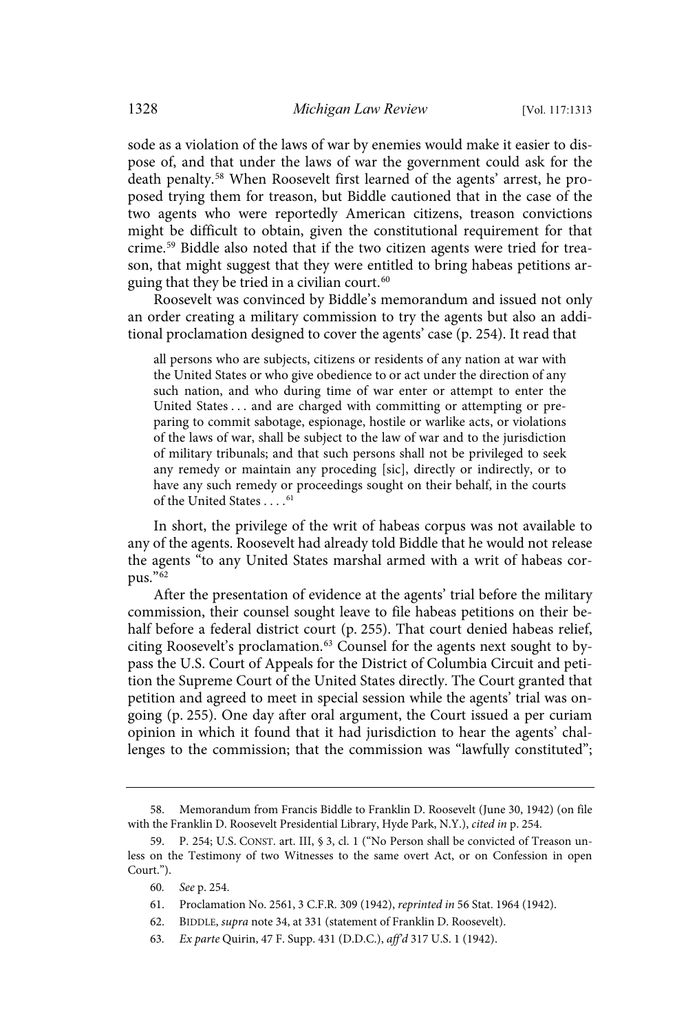sode as a violation of the laws of war by enemies would make it easier to dispose of, and that under the laws of war the government could ask for the death penalty.[58] When Roosevelt first learned of the agents' arrest, he proposed trying them for treason, but Biddle cautioned that in the case of the two agents who were reportedly American citizens, treason convictions might be difficult to obtain, given the constitutional requirement for that crime.[59] Biddle also noted that if the two citizen agents were tried for treason, that might suggest that they were entitled to bring habeas petitions arguing that they be tried in a civilian court.[60]

Roosevelt was convinced by Biddle's memorandum and issued not only an order creating a military commission to try the agents but also an additional proclamation designed to cover the agents' case (p. 254). It read that

> all persons who are subjects, citizens or residents of any nation at war with the United States or who give obedience to or act under the direction of any such nation, and who during time of war enter or attempt to enter the United States . . . and are charged with committing or attempting or preparing to commit sabotage, espionage, hostile or warlike acts, or violations of the laws of war, shall be subject to the law of war and to the jurisdiction of military tribunals; and that such persons shall not be privileged to seek any remedy or maintain any proceding [sic], directly or indirectly, or to have any such remedy or proceedings sought on their behalf, in the courts of the United States . . . .[61]

In short, the privilege of the writ of habeas corpus was not available to any of the agents. Roosevelt had already told Biddle that he would not release the agents "to any United States marshal armed with a writ of habeas corpus."[62]

After the presentation of evidence at the agents' trial before the military commission, their counsel sought leave to file habeas petitions on their behalf before a federal district court (p. 255). That court denied habeas relief, citing Roosevelt's proclamation.[63] Counsel for the agents next sought to bypass the U.S. Court of Appeals for the District of Columbia Circuit and petition the Supreme Court of the United States directly. The Court granted that petition and agreed to meet in special session while the agents' trial was ongoing (p. 255). One day after oral argument, the Court issued a per curiam opinion in which it found that it had jurisdiction to hear the agents' challenges to the commission; that the commission was "lawfully constituted";

---

58. Memorandum from Francis Biddle to Franklin D. Roosevelt (June 30, 1942) (on file with the Franklin D. Roosevelt Presidential Library, Hyde Park, N.Y.), *cited in* p. 254.

59. P. 254; U.S. CONST. art. III, § 3, cl. 1 ("No Person shall be convicted of Treason unless on the Testimony of two Witnesses to the same overt Act, or on Confession in open Court.").

60. *See* p. 254.

61. Proclamation No. 2561, 3 C.F.R. 309 (1942), *reprinted in* 56 Stat. 1964 (1942).

62. BIDDLE, *supra* note 34, at 331 (statement of Franklin D. Roosevelt).

63. *Ex parte* Quirin, 47 F. Supp. 431 (D.D.C.), *aff'd* 317 U.S. 1 (1942).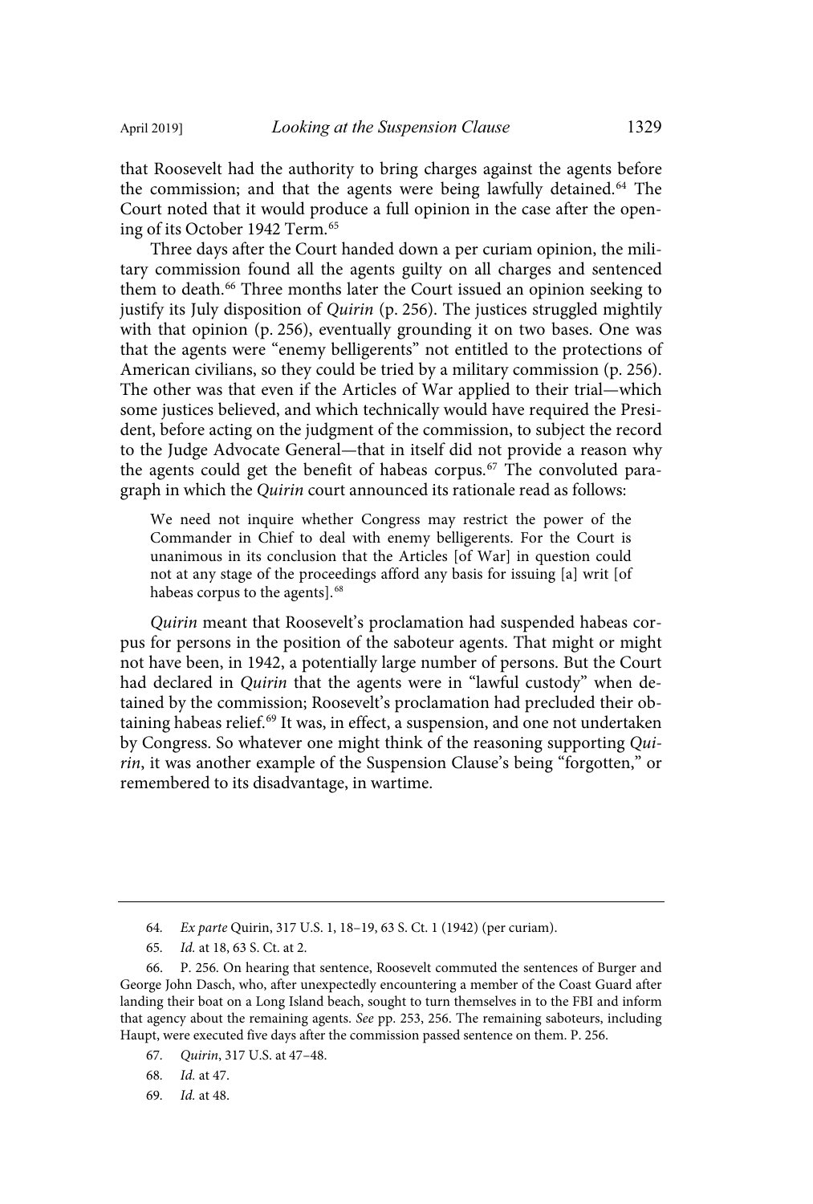that Roosevelt had the authority to bring charges against the agents before the commission; and that the agents were being lawfully detained.[64] The Court noted that it would produce a full opinion in the case after the opening of its October 1942 Term.[65]

Three days after the Court handed down a per curiam opinion, the military commission found all the agents guilty on all charges and sentenced them to death.[66] Three months later the Court issued an opinion seeking to justify its July disposition of *Quirin* (p. 256). The justices struggled mightily with that opinion (p. 256), eventually grounding it on two bases. One was that the agents were "enemy belligerents" not entitled to the protections of American civilians, so they could be tried by a military commission (p. 256). The other was that even if the Articles of War applied to their trial—which some justices believed, and which technically would have required the President, before acting on the judgment of the commission, to subject the record to the Judge Advocate General—that in itself did not provide a reason why the agents could get the benefit of habeas corpus.[67] The convoluted paragraph in which the *Quirin* court announced its rationale read as follows:

> We need not inquire whether Congress may restrict the power of the Commander in Chief to deal with enemy belligerents. For the Court is unanimous in its conclusion that the Articles [of War] in question could not at any stage of the proceedings afford any basis for issuing [a] writ [of habeas corpus to the agents].[68]

*Quirin* meant that Roosevelt's proclamation had suspended habeas corpus for persons in the position of the saboteur agents. That might or might not have been, in 1942, a potentially large number of persons. But the Court had declared in *Quirin* that the agents were in "lawful custody" when detained by the commission; Roosevelt's proclamation had precluded their obtaining habeas relief.[69] It was, in effect, a suspension, and one not undertaken by Congress. So whatever one might think of the reasoning supporting *Quirin*, it was another example of the Suspension Clause's being "forgotten," or remembered to its disadvantage, in wartime.

---

64. *Ex parte* Quirin, 317 U.S. 1, 18–19, 63 S. Ct. 1 (1942) (per curiam).

65. *Id.* at 18, 63 S. Ct. at 2.

66. P. 256. On hearing that sentence, Roosevelt commuted the sentences of Burger and George John Dasch, who, after unexpectedly encountering a member of the Coast Guard after landing their boat on a Long Island beach, sought to turn themselves in to the FBI and inform that agency about the remaining agents. *See* pp. 253, 256. The remaining saboteurs, including Haupt, were executed five days after the commission passed sentence on them. P. 256.

67. *Quirin*, 317 U.S. at 47–48.

68. *Id.* at 47.

69. *Id.* at 48.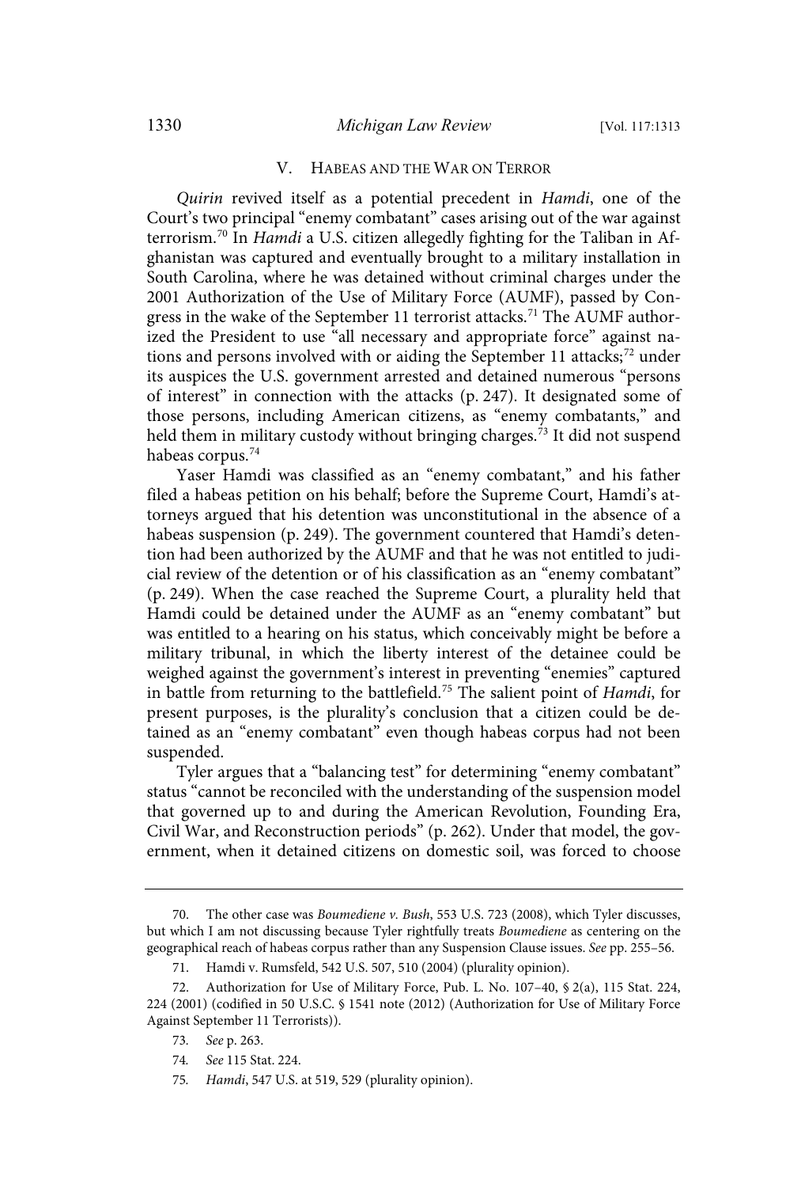## V. Habeas and the War on Terror

*Quirin* revived itself as a potential precedent in *Hamdi*, one of the Court's two principal "enemy combatant" cases arising out of the war against terrorism.[70] In *Hamdi* a U.S. citizen allegedly fighting for the Taliban in Afghanistan was captured and eventually brought to a military installation in South Carolina, where he was detained without criminal charges under the 2001 Authorization of the Use of Military Force (AUMF), passed by Congress in the wake of the September 11 terrorist attacks.[71] The AUMF authorized the President to use "all necessary and appropriate force" against nations and persons involved with or aiding the September 11 attacks;[72] under its auspices the U.S. government arrested and detained numerous "persons of interest" in connection with the attacks (p. 247). It designated some of those persons, including American citizens, as "enemy combatants," and held them in military custody without bringing charges.[73] It did not suspend habeas corpus.[74]

Yaser Hamdi was classified as an "enemy combatant," and his father filed a habeas petition on his behalf; before the Supreme Court, Hamdi's attorneys argued that his detention was unconstitutional in the absence of a habeas suspension (p. 249). The government countered that Hamdi's detention had been authorized by the AUMF and that he was not entitled to judicial review of the detention or of his classification as an "enemy combatant" (p. 249). When the case reached the Supreme Court, a plurality held that Hamdi could be detained under the AUMF as an "enemy combatant" but was entitled to a hearing on his status, which conceivably might be before a military tribunal, in which the liberty interest of the detainee could be weighed against the government's interest in preventing "enemies" captured in battle from returning to the battlefield.[75] The salient point of *Hamdi*, for present purposes, is the plurality's conclusion that a citizen could be detained as an "enemy combatant" even though habeas corpus had not been suspended.

Tyler argues that a "balancing test" for determining "enemy combatant" status "cannot be reconciled with the understanding of the suspension model that governed up to and during the American Revolution, Founding Era, Civil War, and Reconstruction periods" (p. 262). Under that model, the government, when it detained citizens on domestic soil, was forced to choose

---

70. The other case was *Boumediene v. Bush*, 553 U.S. 723 (2008), which Tyler discusses, but which I am not discussing because Tyler rightfully treats *Boumediene* as centering on the geographical reach of habeas corpus rather than any Suspension Clause issues. *See* pp. 255–56.

71. Hamdi v. Rumsfeld, 542 U.S. 507, 510 (2004) (plurality opinion).

72. Authorization for Use of Military Force, Pub. L. No. 107–40, § 2(a), 115 Stat. 224, 224 (2001) (codified in 50 U.S.C. § 1541 note (2012) (Authorization for Use of Military Force Against September 11 Terrorists)).

73. *See* p. 263.

74. *See* 115 Stat. 224.

75. *Hamdi*, 547 U.S. at 519, 529 (plurality opinion).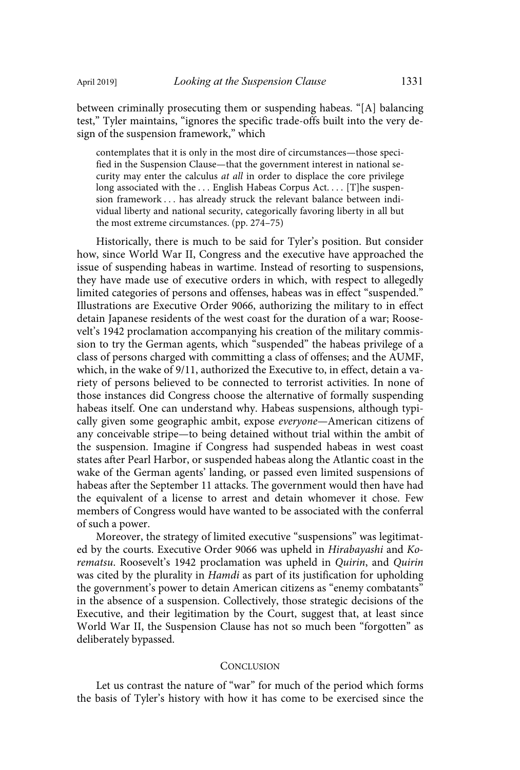between criminally prosecuting them or suspending habeas. "[A] balancing test," Tyler maintains, "ignores the specific trade-offs built into the very design of the suspension framework," which

> contemplates that it is only in the most dire of circumstances—those specified in the Suspension Clause—that the government interest in national security may enter the calculus *at all* in order to displace the core privilege long associated with the . . . English Habeas Corpus Act. . . . [T]he suspension framework . . . has already struck the relevant balance between individual liberty and national security, categorically favoring liberty in all but the most extreme circumstances. (pp. 274–75)

Historically, there is much to be said for Tyler's position. But consider how, since World War II, Congress and the executive have approached the issue of suspending habeas in wartime. Instead of resorting to suspensions, they have made use of executive orders in which, with respect to allegedly limited categories of persons and offenses, habeas was in effect "suspended." Illustrations are Executive Order 9066, authorizing the military to in effect detain Japanese residents of the west coast for the duration of a war; Roosevelt's 1942 proclamation accompanying his creation of the military commission to try the German agents, which "suspended" the habeas privilege of a class of persons charged with committing a class of offenses; and the AUMF, which, in the wake of 9/11, authorized the Executive to, in effect, detain a variety of persons believed to be connected to terrorist activities. In none of those instances did Congress choose the alternative of formally suspending habeas itself. One can understand why. Habeas suspensions, although typically given some geographic ambit, expose *everyone*—American citizens of any conceivable stripe—to being detained without trial within the ambit of the suspension. Imagine if Congress had suspended habeas in west coast states after Pearl Harbor, or suspended habeas along the Atlantic coast in the wake of the German agents' landing, or passed even limited suspensions of habeas after the September 11 attacks. The government would then have had the equivalent of a license to arrest and detain whomever it chose. Few members of Congress would have wanted to be associated with the conferral of such a power.

Moreover, the strategy of limited executive "suspensions" was legitimated by the courts. Executive Order 9066 was upheld in *Hirabayashi* and *Korematsu*. Roosevelt's 1942 proclamation was upheld in *Quirin*, and *Quirin* was cited by the plurality in *Hamdi* as part of its justification for upholding the government's power to detain American citizens as "enemy combatants" in the absence of a suspension. Collectively, those strategic decisions of the Executive, and their legitimation by the Court, suggest that, at least since World War II, the Suspension Clause has not so much been "forgotten" as deliberately bypassed.

## CONCLUSION

Let us contrast the nature of "war" for much of the period which forms the basis of Tyler's history with how it has come to be exercised since the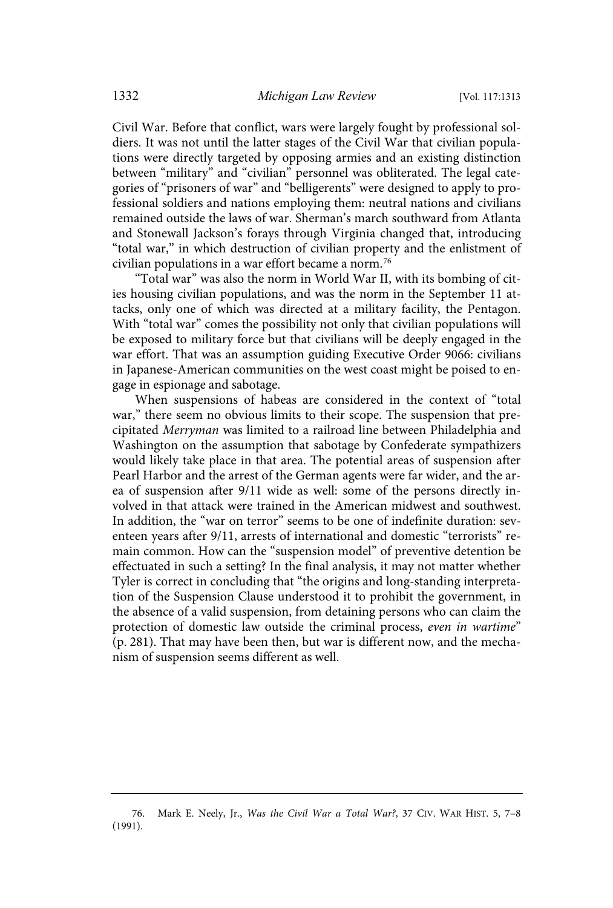Civil War. Before that conflict, wars were largely fought by professional soldiers. It was not until the latter stages of the Civil War that civilian populations were directly targeted by opposing armies and an existing distinction between "military" and "civilian" personnel was obliterated. The legal categories of "prisoners of war" and "belligerents" were designed to apply to professional soldiers and nations employing them: neutral nations and civilians remained outside the laws of war. Sherman's march southward from Atlanta and Stonewall Jackson's forays through Virginia changed that, introducing "total war," in which destruction of civilian property and the enlistment of civilian populations in a war effort became a norm.[76]

"Total war" was also the norm in World War II, with its bombing of cities housing civilian populations, and was the norm in the September 11 attacks, only one of which was directed at a military facility, the Pentagon. With "total war" comes the possibility not only that civilian populations will be exposed to military force but that civilians will be deeply engaged in the war effort. That was an assumption guiding Executive Order 9066: civilians in Japanese-American communities on the west coast might be poised to engage in espionage and sabotage.

When suspensions of habeas are considered in the context of "total war," there seem no obvious limits to their scope. The suspension that precipitated *Merryman* was limited to a railroad line between Philadelphia and Washington on the assumption that sabotage by Confederate sympathizers would likely take place in that area. The potential areas of suspension after Pearl Harbor and the arrest of the German agents were far wider, and the area of suspension after 9/11 wide as well: some of the persons directly involved in that attack were trained in the American midwest and southwest. In addition, the "war on terror" seems to be one of indefinite duration: seventeen years after 9/11, arrests of international and domestic "terrorists" remain common. How can the "suspension model" of preventive detention be effectuated in such a setting? In the final analysis, it may not matter whether Tyler is correct in concluding that "the origins and long-standing interpretation of the Suspension Clause understood it to prohibit the government, in the absence of a valid suspension, from detaining persons who can claim the protection of domestic law outside the criminal process, *even in wartime*" (p. 281). That may have been then, but war is different now, and the mechanism of suspension seems different as well.

---

76. Mark E. Neely, Jr., *Was the Civil War a Total War?*, 37 CIV. WAR HIST. 5, 7–8 (1991).